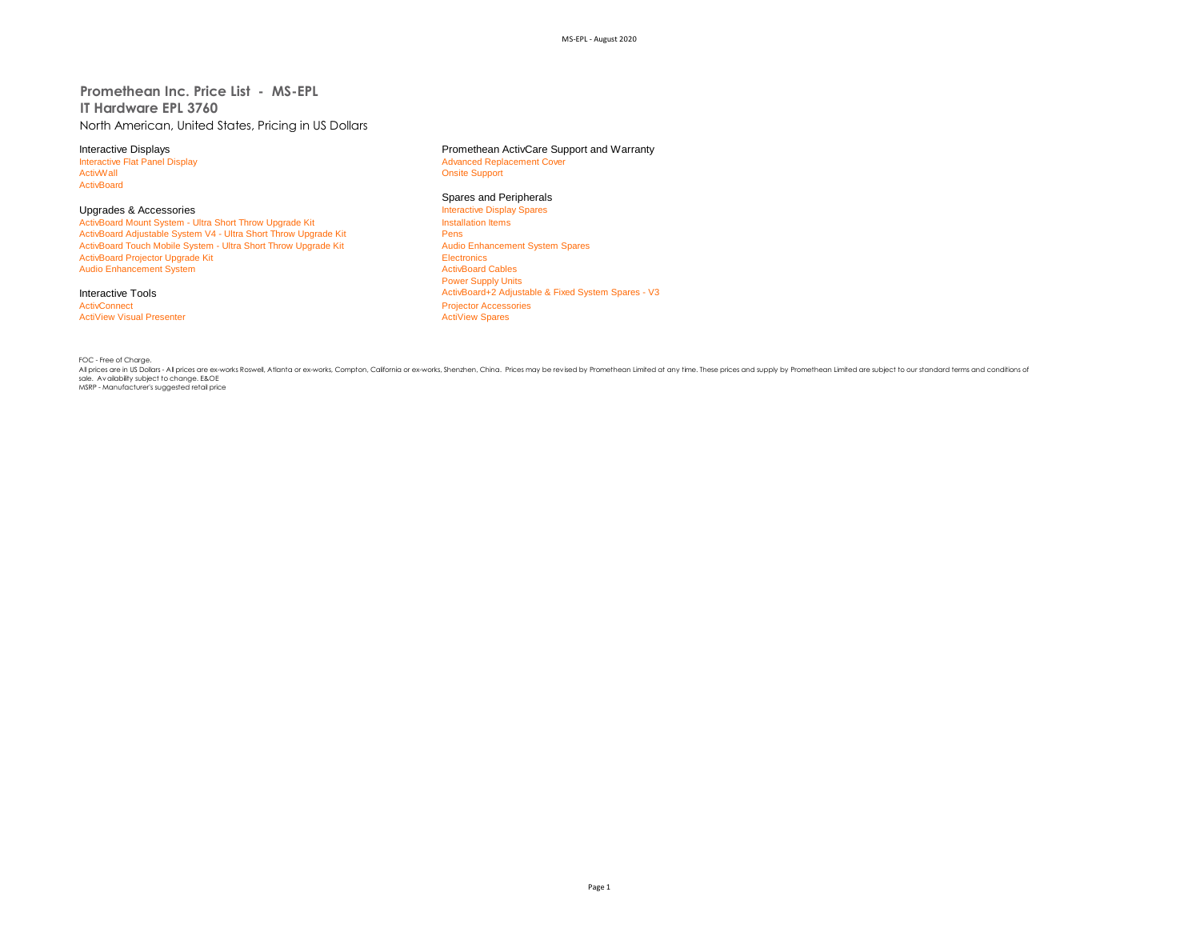# Promethean Inc. Price List - MS-EPL

## IT Hardware EPL 3760

North American, United States, Pricing in US Dollars

### Interactive Displays

- Interactive Flat Panel Display
- ActivWall
- ActivBoard

### Upgrades & Accessories

- ActivBoard Mount System - Ultra Short Throw Upgrade Kit
- ActivBoard Adjustable System V4 - Ultra Short Throw Upgrade Kit
- ActivBoard Touch Mobile System - Ultra Short Throw Upgrade Kit
- ActivBoard Projector Upgrade Kit
- Audio Enhancement System

### Interactive Tools

- ActivConnect
- ActiView Visual Presenter

### Promethean ActivCare Support and Warranty

- Advanced Replacement Cover
- Onsite Support

### Spares and Peripherals

- Interactive Display Spares
- Installation Items
- Pens
- Audio Enhancement System Spares
- Electronics
- ActivBoard Cables
- Power Supply Units
- ActivBoard+2 Adjustable & Fixed System Spares - V3
- Projector Accessories
- ActiView Spares

FOC - Free of Charge.
All prices are in US Dollars - All prices are ex-works Roswell, Atlanta or ex-works, Compton, California or ex-works, Shenzhen, China. Prices may be revised by Promethean Limited at any time. These prices and supply by Promethean Limited are subject to our standard terms and conditions of sale. Availability subject to change. E&OE
MSRP - Manufacturer's suggested retail price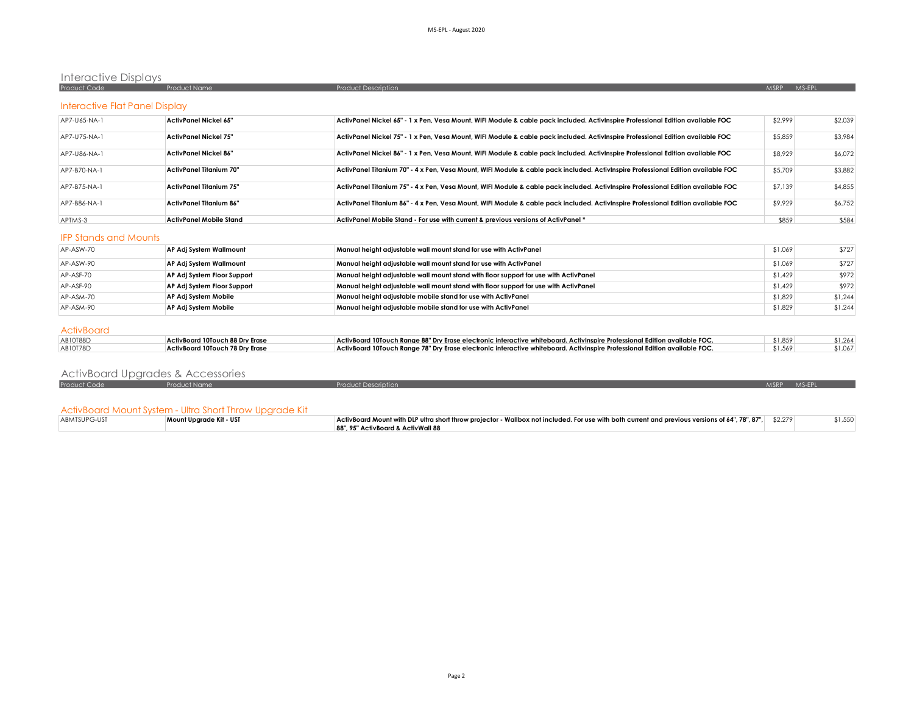## Interactive Displays

| Product Code | Product Name | Product Description | MSRP | MS-EPL |
|---|---|---|---|---|

### Interactive Flat Panel Display

| Product Code | Product Name | Product Description | MSRP | MS-EPL |
|---|---|---|---|---|
| AP7-U65-NA-1 | **ActivPanel Nickel 65"** | **ActivPanel Nickel 65" - 1 x Pen, Vesa Mount, WIFI Module & cable pack included. ActivInspire Professional Edition available FOC** | $2,999 | $2,039 |
| AP7-U75-NA-1 | **ActivPanel Nickel 75"** | **ActivPanel Nickel 75" - 1 x Pen, Vesa Mount, WIFI Module & cable pack included. ActivInspire Professional Edition available FOC** | $5,859 | $3,984 |
| AP7-U86-NA-1 | **ActivPanel Nickel 86"** | **ActivPanel Nickel 86" - 1 x Pen, Vesa Mount, WIFI Module & cable pack included. ActivInspire Professional Edition available FOC** | $8,929 | $6,072 |
| AP7-B70-NA-1 | **ActivPanel Titanium 70"** | **ActivPanel Titanium 70" - 4 x Pen, Vesa Mount, WIFI Module & cable pack included. ActivInspire Professional Edition available FOC** | $5,709 | $3,882 |
| AP7-B75-NA-1 | **ActivPanel Titanium 75"** | **ActivPanel Titanium 75" - 4 x Pen, Vesa Mount, WIFI Module & cable pack included. ActivInspire Professional Edition available FOC** | $7,139 | $4,855 |
| AP7-B86-NA-1 | **ActivPanel Titanium 86"** | **ActivPanel Titanium 86" - 4 x Pen, Vesa Mount, WIFI Module & cable pack included. ActivInspire Professional Edition available FOC** | $9,929 | $6,752 |
| APTMS-3 | **ActivPanel Mobile Stand** | **ActivPanel Mobile Stand - For use with current & previous versions of ActivPanel *** | $859 | $584 |

### IFP Stands and Mounts

| Product Code | Product Name | Product Description | MSRP | MS-EPL |
|---|---|---|---|---|
| AP-ASW-70 | **AP Adj System Wallmount** | **Manual height adjustable wall mount stand for use with ActivPanel** | $1,069 | $727 |
| AP-ASW-90 | **AP Adj System Wallmount** | **Manual height adjustable wall mount stand for use with ActivPanel** | $1,069 | $727 |
| AP-ASF-70 | **AP Adj System Floor Support** | **Manual height adjustable wall mount stand with floor support for use with ActivPanel** | $1,429 | $972 |
| AP-ASF-90 | **AP Adj System Floor Support** | **Manual height adjustable wall mount stand with floor support for use with ActivPanel** | $1,429 | $972 |
| AP-ASM-70 | **AP Adj System Mobile** | **Manual height adjustable mobile stand for use with ActivPanel** | $1,829 | $1,244 |
| AP-ASM-90 | **AP Adj System Mobile** | **Manual height adjustable mobile stand for use with ActivPanel** | $1,829 | $1,244 |

### ActivBoard

| Product Code | Product Name | Product Description | MSRP | MS-EPL |
|---|---|---|---|---|
| AB10T88D | **ActivBoard 10Touch 88 Dry Erase** | **ActivBoard 10Touch Range 88" Dry Erase electronic interactive whiteboard. ActivInspire Professional Edition available FOC.** | $1,859 | $1,264 |
| AB10T78D | **ActivBoard 10Touch 78 Dry Erase** | **ActivBoard 10Touch Range 78" Dry Erase electronic interactive whiteboard. ActivInspire Professional Edition available FOC.** | $1,569 | $1,067 |

## ActivBoard Upgrades & Accessories

### ActivBoard Mount System - Ultra Short Throw Upgrade Kit

| Product Code | Product Name | Product Description | MSRP | MS-EPL |
|---|---|---|---|---|
| ABMTSUPG-UST | **Mount Upgrade Kit - UST** | **ActivBoard Mount with DLP ultra short throw projector - Wallbox not included. For use with both current and previous versions of 64", 78", 87", 88", 95" ActivBoard & ActivWall 88** | $2,279 | $1,550 |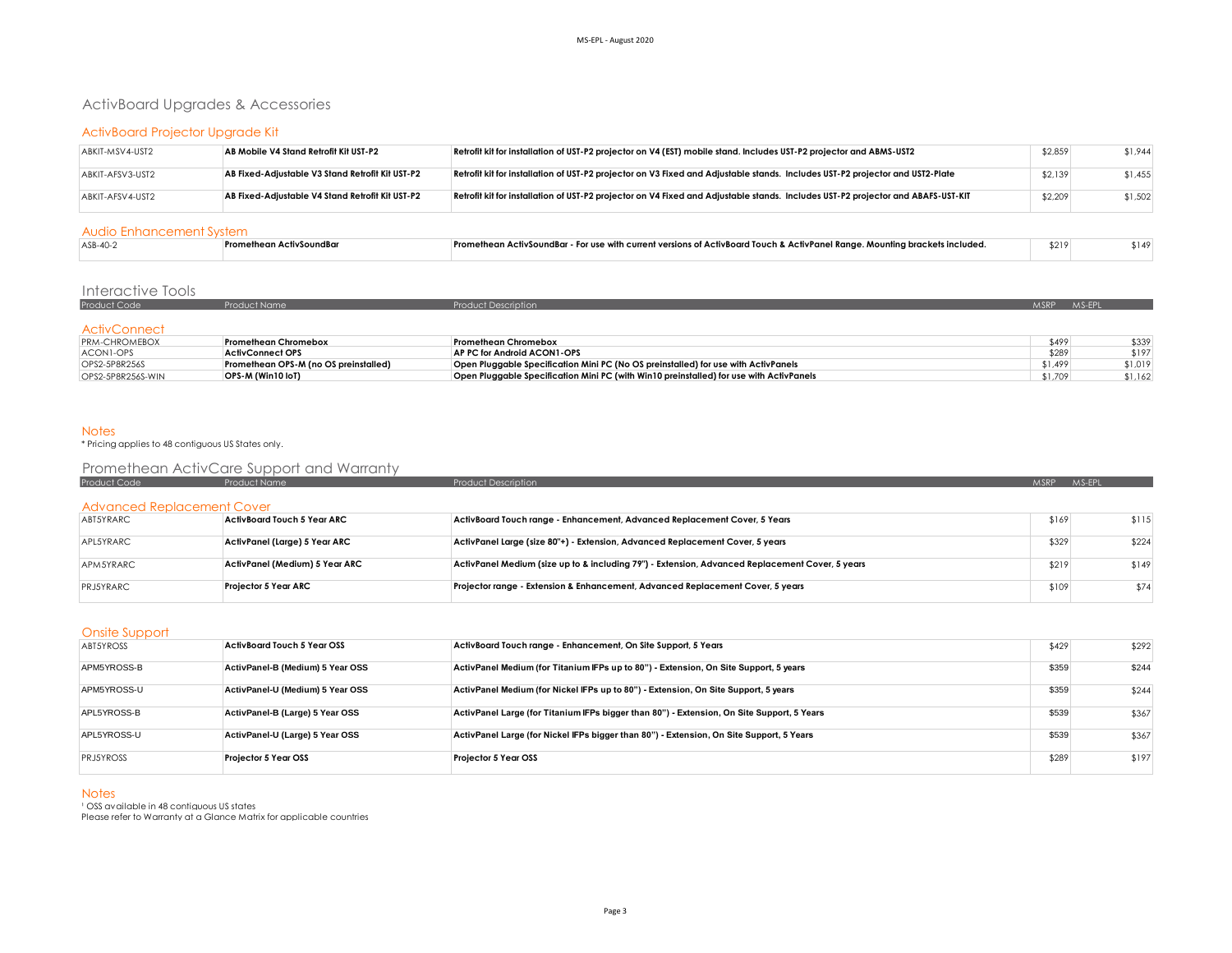# ActivBoard Upgrades & Accessories

## ActivBoard Projector Upgrade Kit

| Product Code | Product Name | Product Description | MSRP | MS-EPL |
|---|---|---|---|---|
| ABKIT-MSV4-UST2 | **AB Mobile V4 Stand Retrofit Kit UST-P2** | **Retrofit kit for installation of UST-P2 projector on V4 (EST) mobile stand. Includes UST-P2 projector and ABMS-UST2** | $2,859 | $1,944 |
| ABKIT-AFSV3-UST2 | **AB Fixed-Adjustable V3 Stand Retrofit Kit UST-P2** | **Retrofit kit for installation of UST-P2 projector on V3 Fixed and Adjustable stands. Includes UST-P2 projector and UST2-Plate** | $2,139 | $1,455 |
| ABKIT-AFSV4-UST2 | **AB Fixed-Adjustable V4 Stand Retrofit Kit UST-P2** | **Retrofit kit for installation of UST-P2 projector on V4 Fixed and Adjustable stands. Includes UST-P2 projector and ABAFS-UST-KIT** | $2,209 | $1,502 |

## Audio Enhancement System

| Product Code | Product Name | Product Description | MSRP | MS-EPL |
|---|---|---|---|---|
| ASB-40-2 | **Promethean ActivSoundBar** | **Promethean ActivSoundBar - For use with current versions of ActivBoard Touch & ActivPanel Range. Mounting brackets included.** | $219 | $149 |

# Interactive Tools

## ActivConnect

| Product Code | Product Name | Product Description | MSRP | MS-EPL |
|---|---|---|---|---|
| PRM-CHROMEBOX | **Promethean Chromebox** | **Promethean Chromebox** | $499 | $339 |
| ACON1-OPS | **ActivConnect OPS** | **AP PC for Android ACON1-OPS** | $289 | $197 |
| OPS2-5P8R256S | **Promethean OPS-M (no OS preinstalled)** | **Open Pluggable Specification Mini PC (No OS preinstalled) for use with ActivPanels** | $1,499 | $1,019 |
| OPS2-5P8R256S-WIN | **OPS-M (Win10 IoT)** | **Open Pluggable Specification Mini PC (with Win10 preinstalled) for use with ActivPanels** | $1,709 | $1,162 |

### Notes

* Pricing applies to 48 contiguous US States only.

# Promethean ActivCare Support and Warranty

## Advanced Replacement Cover

| Product Code | Product Name | Product Description | MSRP | MS-EPL |
|---|---|---|---|---|
| ABT5YRARC | **ActivBoard Touch 5 Year ARC** | **ActivBoard Touch range - Enhancement, Advanced Replacement Cover, 5 Years** | $169 | $115 |
| APL5YRARC | **ActivPanel (Large) 5 Year ARC** | **ActivPanel Large (size 80"+) - Extension, Advanced Replacement Cover, 5 years** | $329 | $224 |
| APM5YRARC | **ActivPanel (Medium) 5 Year ARC** | **ActivPanel Medium (size up to & including 79") - Extension, Advanced Replacement Cover, 5 years** | $219 | $149 |
| PRJ5YRARC | **Projector 5 Year ARC** | **Projector range - Extension & Enhancement, Advanced Replacement Cover, 5 years** | $109 | $74 |

## Onsite Support

| Product Code | Product Name | Product Description | MSRP | MS-EPL |
|---|---|---|---|---|
| ABT5YROSS | **ActivBoard Touch 5 Year OSS** | **ActivBoard Touch range - Enhancement, On Site Support, 5 Years** | $429 | $292 |
| APM5YROSS-B | **ActivPanel-B (Medium) 5 Year OSS** | **ActivPanel Medium (for Titanium IFPs up to 80") - Extension, On Site Support, 5 years** | $359 | $244 |
| APM5YROSS-U | **ActivPanel-U (Medium) 5 Year OSS** | **ActivPanel Medium (for Nickel IFPs up to 80") - Extension, On Site Support, 5 years** | $359 | $244 |
| APL5YROSS-B | **ActivPanel-B (Large) 5 Year OSS** | **ActivPanel Large (for Titanium IFPs bigger than 80") - Extension, On Site Support, 5 Years** | $539 | $367 |
| APL5YROSS-U | **ActivPanel-U (Large) 5 Year OSS** | **ActivPanel Large (for Nickel IFPs bigger than 80") - Extension, On Site Support, 5 Years** | $539 | $367 |
| PRJ5YROSS | **Projector 5 Year OSS** | **Projector 5 Year OSS** | $289 | $197 |

### Notes

[1] OSS available in 48 contiguous US states
Please refer to Warranty at a Glance Matrix for applicable countries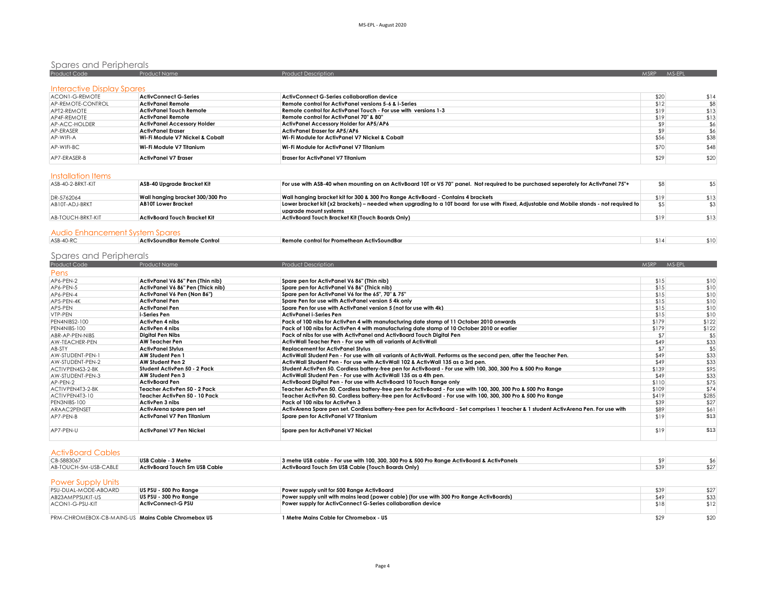## Spares and Peripherals

| Product Code | Product Name | Product Description | MSRP | MS-EPL |
|---|---|---|---|---|
| **Interactive Display Spares** | | | | |
| ACON1-G-REMOTE | **ActivConnect G-Series** | **ActivConnect G-Series collaboration device** | $20 | $14 |
| AP-REMOTE-CONTROL | **ActivPanel Remote** | **Remote control for ActivPanel versions 5-6 & i-Series** | $12 | $8 |
| APT2-REMOTE | **ActivPanel Touch Remote** | **Remote control for ActivPanel Touch - For use with versions 1-3** | $19 | $13 |
| AP4F-REMOTE | **ActivPanel Remote** | **Remote control for ActivPanel 70" & 80"** | $19 | $13 |
| AP-ACC-HOLDER | **ActivPanel Accessory Holder** | **ActivPanel Accessory Holder for AP5/AP6** | $9 | $6 |
| AP-ERASER | **ActivPanel Eraser** | **ActivPanel Eraser for AP5/AP6** | $9 | $6 |
| AP-WIFI-A | **Wi-Fi Module V7 Nickel & Cobalt** | **Wi-Fi Module for ActivPanel V7 Nickel & Cobalt** | $56 | $38 |
| AP-WIFI-BC | **Wi-Fi Module V7 Titanium** | **Wi-Fi Module for ActivPanel V7 Titanium** | $70 | $48 |
| AP7-ERASER-B | **ActivPanel V7 Eraser** | **Eraser for ActivPanel V7 Titanium** | $29 | $20 |
| **Installation Items** | | | | |
| ASB-40-2-BRKT-KIT | **ASB-40 Upgrade Bracket Kit** | **For use with ASB-40 when mounting on an ActivBoard 10T or V5 70" panel. Not required to be purchased seperately for ActivPanel 75"+** | $8 | $5 |
| DR-5762064 | **Wall hanging bracket 300/300 Pro** | **Wall hanging bracket kit for 300 & 300 Pro Range ActivBoard - Contains 4 brackets** | $19 | $13 |
| AB10T-ADJ-BRKT | **AB10T Lower Bracket** | **Lower bracket kit (x2 brackets) – needed when upgrading to a 10T board for use with Fixed, Adjustable and Mobile stands - not required to upgrade mount systems** | $5 | $3 |
| AB-TOUCH-BRKT-KIT | **ActivBoard Touch Bracket Kit** | **ActivBoard Touch Bracket Kit (Touch Boards Only)** | $19 | $13 |
| **Audio Enhancement System Spares** | | | | |
| ASB-40-RC | **ActivSoundBar Remote Control** | **Remote control for Promethean ActivSoundBar** | $14 | $10 |

## Spares and Peripherals

| Product Code | Product Name | Product Description | MSRP | MS-EPL |
|---|---|---|---|---|
| **Pens** | | | | |
| AP6-PEN-2 | **ActivPanel V6 86" Pen (Thin nib)** | **Spare pen for ActivPanel V6 86" (Thin nib)** | $15 | $10 |
| AP6-PEN-5 | **ActivPanel V6 86" Pen (Thick nib)** | **Spare pen for ActivPanel V6 86" (Thick nib)** | $15 | $10 |
| AP6-PEN-4 | **ActivPanel V6 Pen (Non 86")** | **Spare pen for ActivPanel V6 for the 65", 70" & 75"** | $15 | $10 |
| AP5-PEN-4K | **ActivPanel Pen** | **Spare Pen for use with ActivPanel version 5 4k only** | $15 | $10 |
| AP5-PEN | **ActivPanel Pen** | **Spare Pen for use with ActivPanel version 5 (not for use with 4k)** | $15 | $10 |
| VTP-PEN | **i-Series Pen** | **ActivPanel i-Series Pen** | $15 | $10 |
| PEN4NIBS2-100 | **ActivPen 4 nibs** | **Pack of 100 nibs for ActivPen 4 with manufacturing date stamp of 11 October 2010 onwards** | $179 | $122 |
| PEN4NIBS-100 | **ActivPen 4 nibs** | **Pack of 100 nibs for ActivPen 4 with manufacturing date stamp of 10 October 2010 or earlier** | $179 | $122 |
| ABR-AP-PEN-NIBS | **Digital Pen Nibs** | **Pack of nibs for use with ActivPanel and ActivBoard Touch Digital Pen** | $7 | $5 |
| AW-TEACHER-PEN | **AW Teacher Pen** | **ActivWall Teacher Pen - For use with all variants of ActivWall** | $49 | $33 |
| AB-STY | **ActivPanel Stylus** | **Replacement for ActivPanel Stylus** | $7 | $5 |
| AW-STUDENT-PEN-1 | **AW Student Pen 1** | **ActivWall Student Pen - For use with all variants of ActivWall. Performs as the second pen, after the Teacher Pen.** | $49 | $33 |
| AW-STUDENT-PEN-2 | **AW Student Pen 2** | **ActivWall Student Pen - For use with ActivWall 102 & ActivWall 135 as a 3rd pen.** | $49 | $33 |
| ACTIVPEN4S3-2-BK | **Student ActivPen 50 - 2 Pack** | **Student ActivPen 50. Cordless battery-free pen for ActivBoard - For use with 100, 300, 300 Pro & 500 Pro Range** | $139 | $95 |
| AW-STUDENT-PEN-3 | **AW Student Pen 3** | **ActivWall Student Pen - For use with ActivWall 135 as a 4th pen.** | $49 | $33 |
| AP-PEN-2 | **ActivBoard Pen** | **ActivBoard Digital Pen - For use with ActivBoard 10 Touch Range only** | $110 | $75 |
| ACTIVPEN4T3-2-BK | **Teacher ActivPen 50 - 2 Pack** | **Teacher ActivPen 50. Cordless battery-free pen for ActivBoard - For use with 100, 300, 300 Pro & 500 Pro Range** | $109 | $74 |
| ACTIVPEN4T3-10 | **Teacher ActivPen 50 - 10 Pack** | **Teacher ActivPen 50. Cordless battery-free pen for ActivBoard - For use with 100, 300, 300 Pro & 500 Pro Range** | $419 | $285 |
| PEN3NIBS-100 | **ActivPen 3 nibs** | **Pack of 100 nibs for ActivPen 3** | $39 | $27 |
| ARAAC2PENSET | **ActivArena spare pen set** | **ActivArena Spare pen set. Cordless battery-free pen for ActivBoard - Set comprises 1 teacher & 1 student ActivArena Pen. For use with** | $89 | $61 |
| AP7-PEN-B | **ActivPanel V7 Pen Titanium** | **Spare pen for ActivPanel V7 Titanium** | $19 | $13 |
| AP7-PEN-U | **ActivPanel V7 Pen Nickel** | **Spare pen for ActivPanel V7 Nickel** | $19 | $13 |
| **ActivBoard Cables** | | | | |
| CB-5883067 | **USB Cable - 3 Metre** | **3 metre USB cable - For use with 100, 300, 300 Pro & 500 Pro Range ActivBoard & ActivPanels** | $9 | $6 |
| AB-TOUCH-5M-USB-CABLE | **ActivBoard Touch 5m USB Cable** | **ActivBoard Touch 5m USB Cable (Touch Boards Only)** | $39 | $27 |
| **Power Supply Units** | | | | |
| PSU-DUAL-MODE-ABOARD | **US PSU - 500 Pro Range** | **Power supply unit for 500 Range ActivBoard** | $39 | $27 |
| AB23AMPPSUKIT-US | **US PSU - 300 Pro Range** | **Power supply unit with mains lead (power cable) (for use with 300 Pro Range ActivBoards)** | $49 | $33 |
| ACON1-G-PSU-KIT | **ActivConnect-G PSU** | **Power supply for ActivConnect G-Series collaboration device** | $18 | $12 |
| PRM-CHROMEBOX-CB-MAINS-US | **Mains Cable Chromebox US** | **1 Metre Mains Cable for Chromebox - US** | $29 | $20 |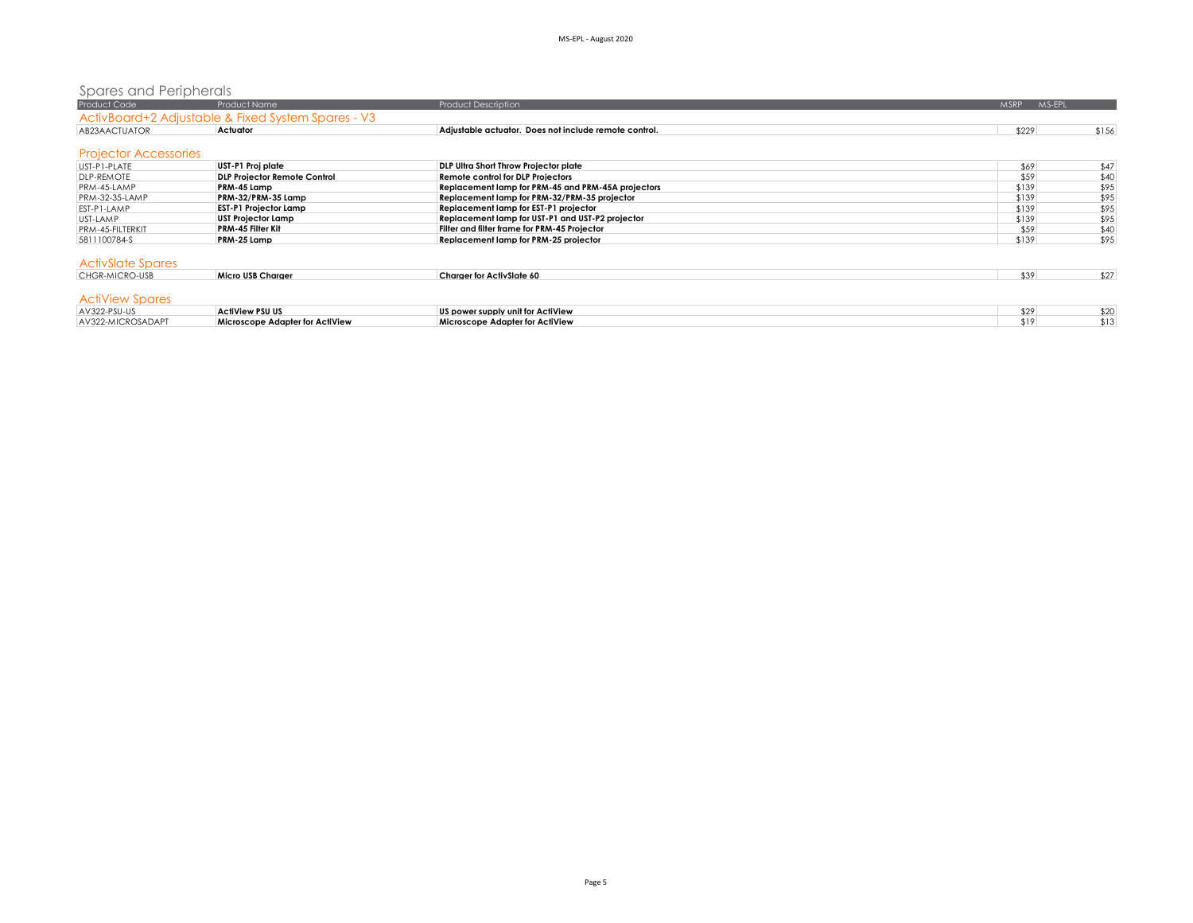## Spares and Peripherals

| Product Code | Product Name | Product Description | MSRP | MS-EPL |
|---|---|---|---|---|
| **ActivBoard+2 Adjustable & Fixed System Spares - V3** | | | | |
| AB23AACTUATOR | **Actuator** | **Adjustable actuator. Does not include remote control.** | $229 | $156 |
| **Projector Accessories** | | | | |
| UST-P1-PLATE | **UST-P1 Proj plate** | **DLP Ultra Short Throw Projector plate** | $69 | $47 |
| DLP-REMOTE | **DLP Projector Remote Control** | **Remote control for DLP Projectors** | $59 | $40 |
| PRM-45-LAMP | **PRM-45 Lamp** | **Replacement lamp for PRM-45 and PRM-45A projectors** | $139 | $95 |
| PRM-32-35-LAMP | **PRM-32/PRM-35 Lamp** | **Replacement lamp for PRM-32/PRM-35 projector** | $139 | $95 |
| EST-P1-LAMP | **EST-P1 Projector Lamp** | **Replacement lamp for EST-P1 projector** | $139 | $95 |
| UST-LAMP | **UST Projector Lamp** | **Replacement lamp for UST-P1 and UST-P2 projector** | $139 | $95 |
| PRM-45-FILTERKIT | **PRM-45 Filter Kit** | **Filter and filter frame for PRM-45 Projector** | $59 | $40 |
| 5811100784-S | **PRM-25 Lamp** | **Replacement lamp for PRM-25 projector** | $139 | $95 |
| **ActivSlate Spares** | | | | |
| CHGR-MICRO-USB | **Micro USB Charger** | **Charger for ActivSlate 60** | $39 | $27 |
| **ActiView Spares** | | | | |
| AV322-PSU-US | **ActiView PSU US** | **US power supply unit for ActiView** | $29 | $20 |
| AV322-MICROSADAPT | **Microscope Adapter for ActiView** | **Microscope Adapter for ActiView** | $19 | $13 |